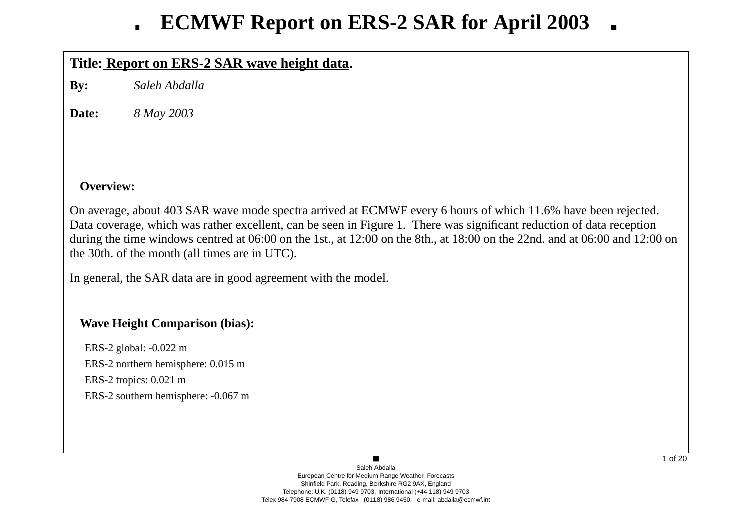# ECMWF Report on ERS-2 SAR for April 2003

**Title: Report on ERS-2 SAR wave height data.**

**By:** *Saleh Abdalla*

**Date:** *8 May 2003*

## Overview:

On average, about 403 SAR wave mode spectra arrived at ECMWF every 6 hours of which 11.6% have been rejected. Data coverage, which was rather excellent, can be seen in Figure 1. There was significant reduction of data reception during the time windows centred at 06:00 on the 1st., at 12:00 on the 8th., at 18:00 on the 22nd. and at 06:00 and 12:00 on the 30th. of the month (all times are in UTC).

In general, the SAR data are in good agreement with the model.

## Wave Height Comparison (bias):

ERS-2 global: -0.022 m

ERS-2 northern hemisphere: 0.015 m

ERS-2 tropics: 0.021 m

ERS-2 southern hemisphere: -0.067 m

Saleh Abdalla
European Centre for Medium Range Weather Forecasts
Shinfield Park, Reading, Berkshire RG2 9AX, England
Telephone: U.K. (0118) 949 9703, International (+44 118) 949 9703
Telex 984 7908 ECMWF G, Telefax (0118) 986 9450, e-mail: abdalla@ecmwf.int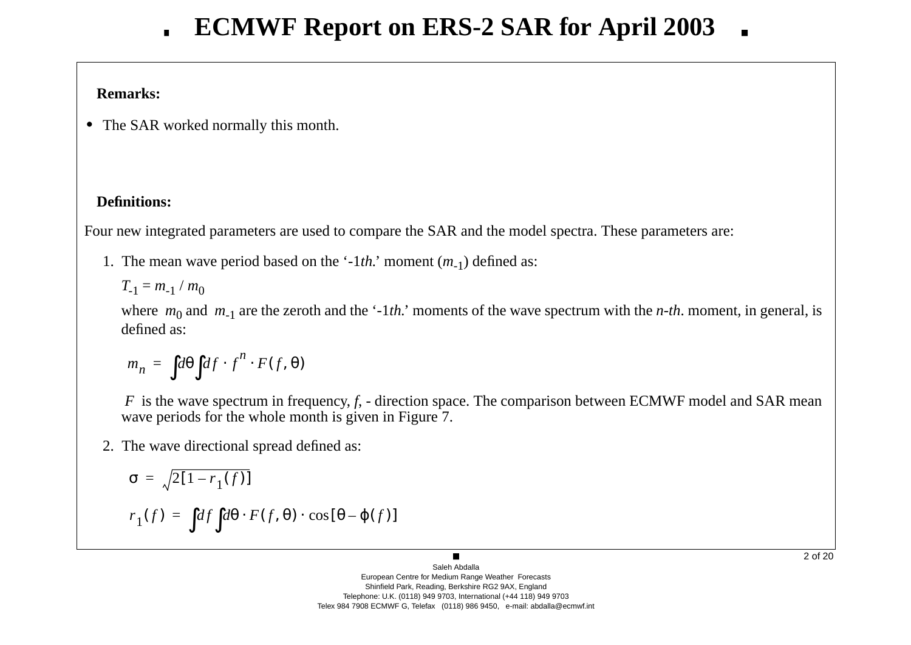# ECMWF Report on ERS-2 SAR for April 2003

**Remarks:**

- The SAR worked normally this month.

**Definitions:**

Four new integrated parameters are used to compare the SAR and the model spectra. These parameters are:

1. The mean wave period based on the '-1*th.*' moment ($m_{-1}$) defined as:

   $T_{-1} = m_{-1} / m_0$

   where $m_0$ and $m_{-1}$ are the zeroth and the '-1*th.*' moments of the wave spectrum with the *n-th*. moment, in general, is defined as:

   $$m_n = \int d\theta \int df \cdot f^n \cdot F(f, \theta)$$

   $F$ is the wave spectrum in frequency, $f$, - direction space. The comparison between ECMWF model and SAR mean wave periods for the whole month is given in Figure 7.

2. The wave directional spread defined as:

   $$\sigma = \sqrt{2[1 - r_1(f)]}$$

   $$r_1(f) = \int df \int d\theta \cdot F(f, \theta) \cdot \cos[\theta - \varphi(f)]$$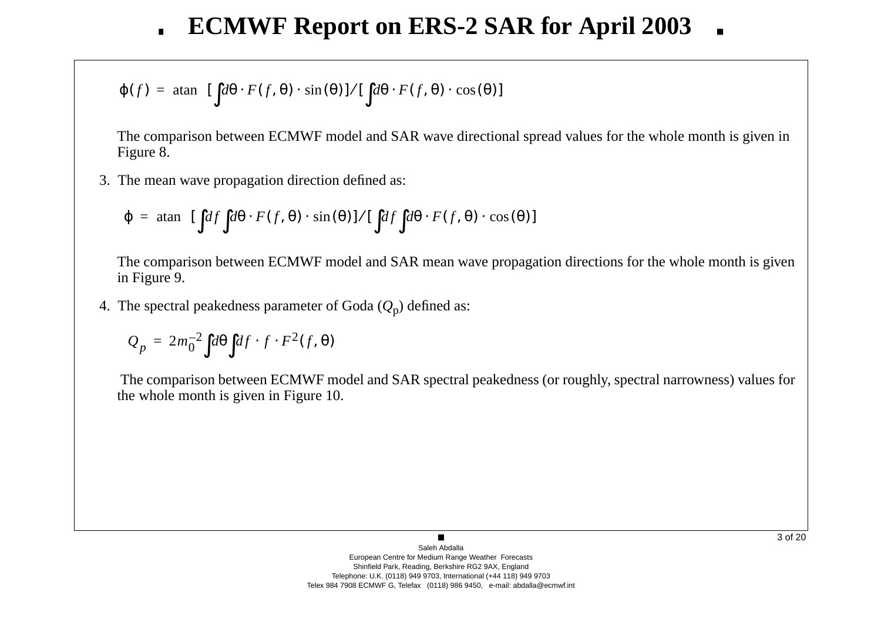$$\phi(f) = \text{atan}\left[\int d\theta \cdot F(f,\theta) \cdot \sin(\theta)\right] / \left[\int d\theta \cdot F(f,\theta) \cdot \cos(\theta)\right]$$

The comparison between ECMWF model and SAR wave directional spread values for the whole month is given in Figure 8.

3. The mean wave propagation direction defined as:

$$\phi = \text{atan}\left[\int df \int d\theta \cdot F(f,\theta) \cdot \sin(\theta)\right] / \left[\int df \int d\theta \cdot F(f,\theta) \cdot \cos(\theta)\right]$$

The comparison between ECMWF model and SAR mean wave propagation directions for the whole month is given in Figure 9.

4. The spectral peakedness parameter of Goda ($Q_p$) defined as:

$$Q_p = 2m_0^{-2} \int d\theta \int df \cdot f \cdot F^2(f,\theta)$$

The comparison between ECMWF model and SAR spectral peakedness (or roughly, spectral narrowness) values for the whole month is given in Figure 10.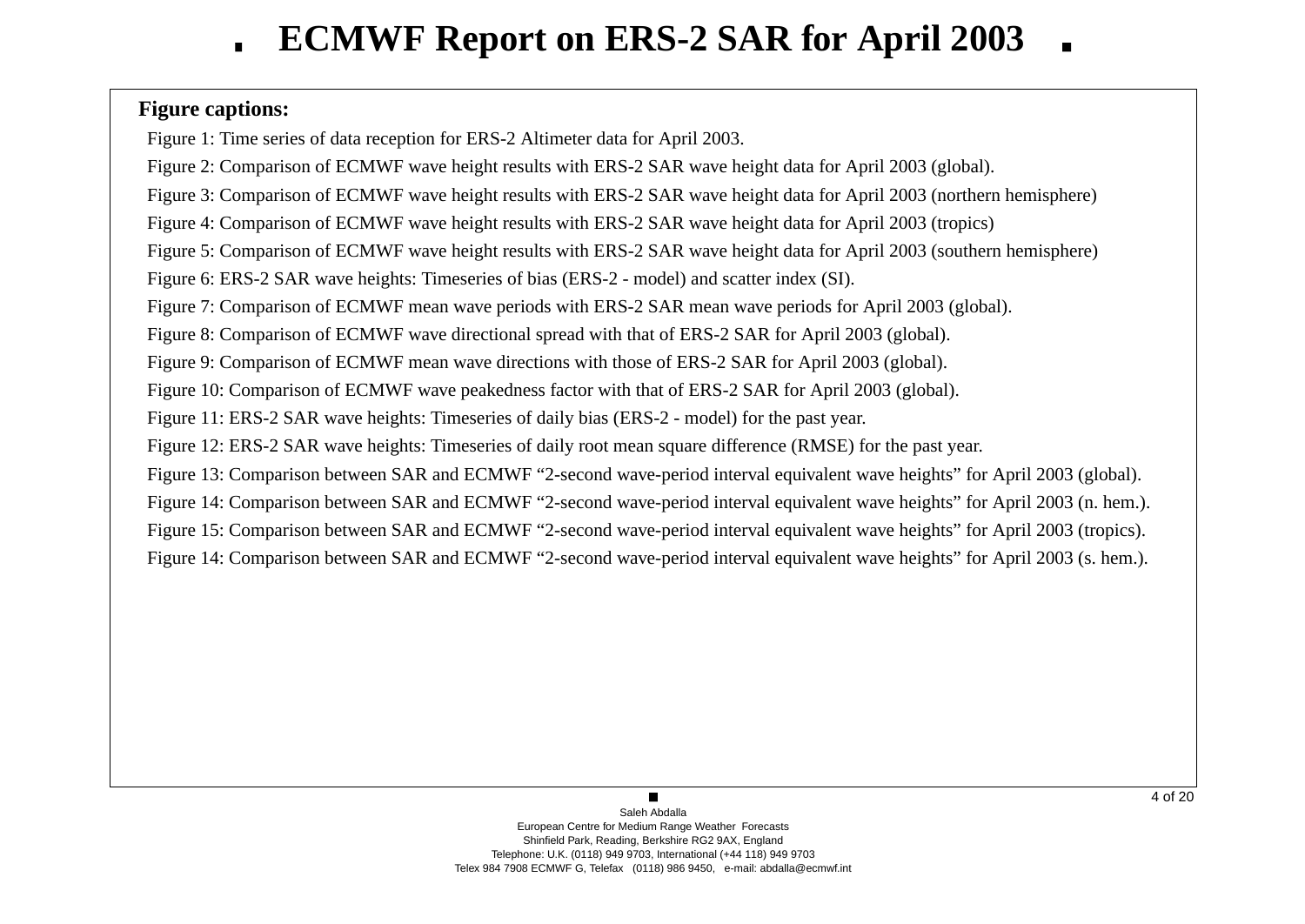**Figure captions:**

Figure 1: Time series of data reception for ERS-2 Altimeter data for April 2003.

Figure 2: Comparison of ECMWF wave height results with ERS-2 SAR wave height data for April 2003 (global).

Figure 3: Comparison of ECMWF wave height results with ERS-2 SAR wave height data for April 2003 (northern hemisphere)

Figure 4: Comparison of ECMWF wave height results with ERS-2 SAR wave height data for April 2003 (tropics)

Figure 5: Comparison of ECMWF wave height results with ERS-2 SAR wave height data for April 2003 (southern hemisphere)

Figure 6: ERS-2 SAR wave heights: Timeseries of bias (ERS-2 - model) and scatter index (SI).

Figure 7: Comparison of ECMWF mean wave periods with ERS-2 SAR mean wave periods for April 2003 (global).

Figure 8: Comparison of ECMWF wave directional spread with that of ERS-2 SAR for April 2003 (global).

Figure 9: Comparison of ECMWF mean wave directions with those of ERS-2 SAR for April 2003 (global).

Figure 10: Comparison of ECMWF wave peakedness factor with that of ERS-2 SAR for April 2003 (global).

Figure 11: ERS-2 SAR wave heights: Timeseries of daily bias (ERS-2 - model) for the past year.

Figure 12: ERS-2 SAR wave heights: Timeseries of daily root mean square difference (RMSE) for the past year.

Figure 13: Comparison between SAR and ECMWF “2-second wave-period interval equivalent wave heights” for April 2003 (global).

Figure 14: Comparison between SAR and ECMWF “2-second wave-period interval equivalent wave heights” for April 2003 (n. hem.).

Figure 15: Comparison between SAR and ECMWF “2-second wave-period interval equivalent wave heights” for April 2003 (tropics).

Figure 14: Comparison between SAR and ECMWF “2-second wave-period interval equivalent wave heights” for April 2003 (s. hem.).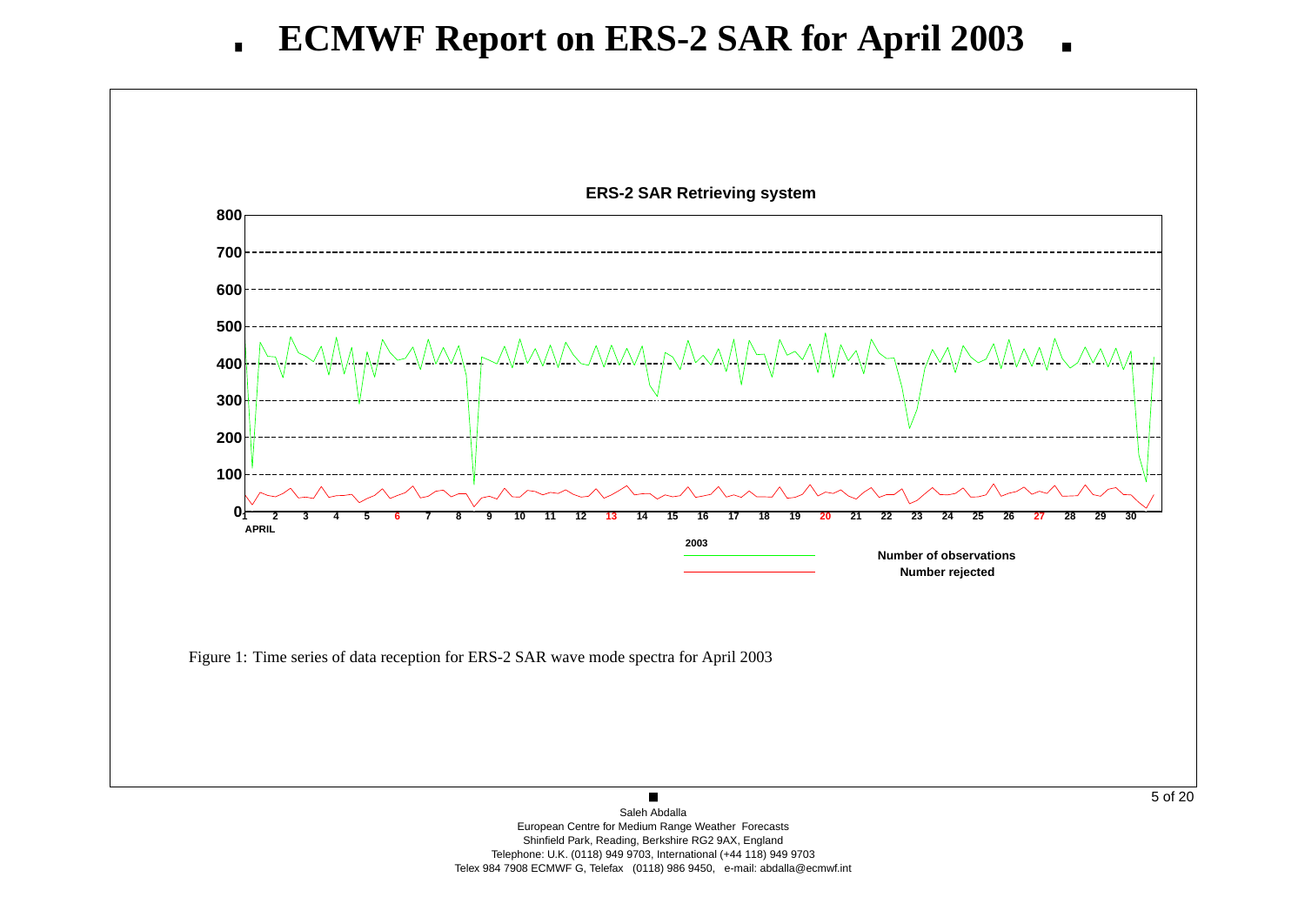# ECMWF Report on ERS-2 SAR for April 2003

Figure 1: Time series of data reception for ERS-2 SAR wave mode spectra for April 2003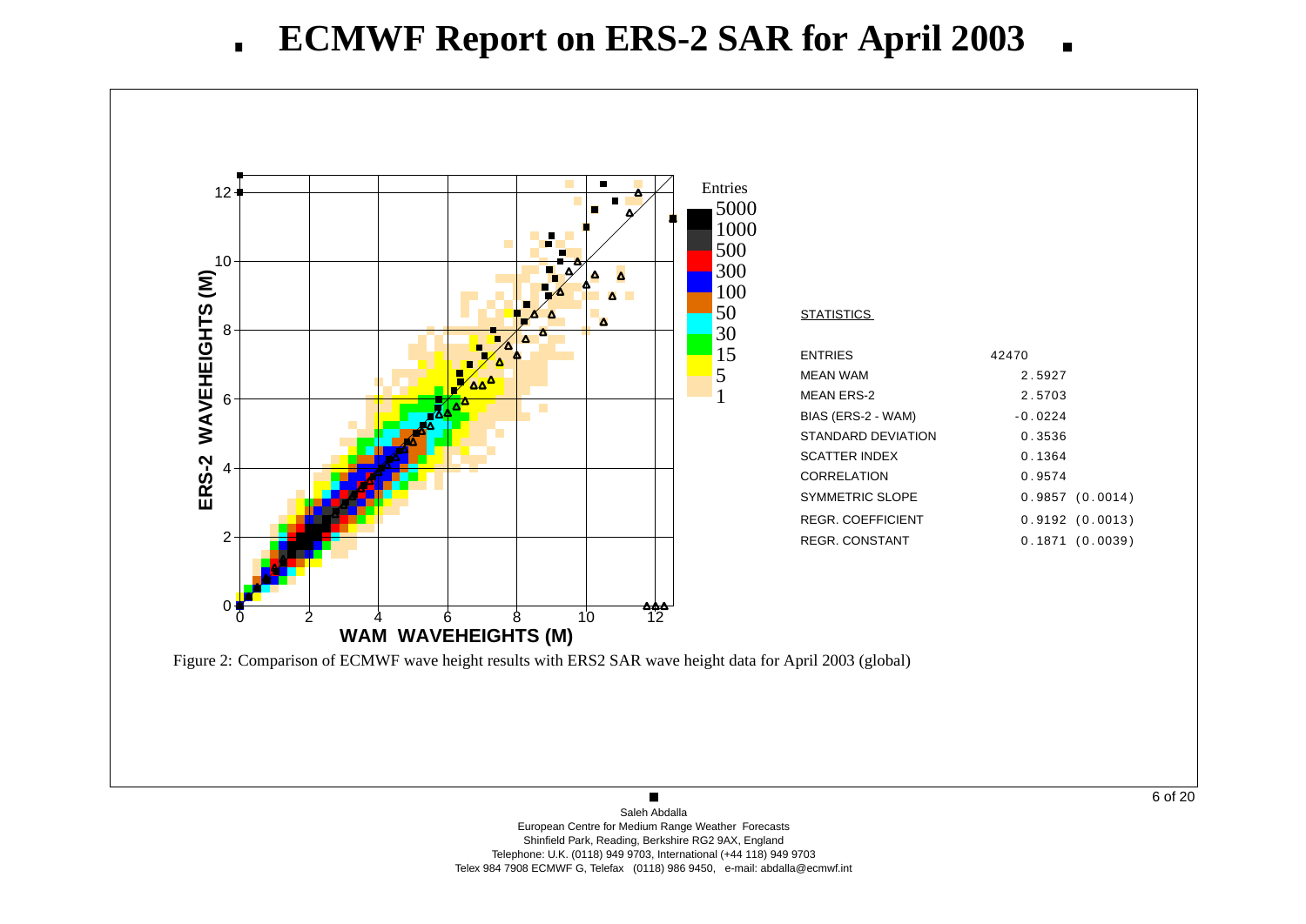# ECMWF Report on ERS-2 SAR for April 2003

**STATISTICS**

| | |
|---|---|
| ENTRIES | 42470 |
| MEAN WAM | 2.5927 |
| MEAN ERS-2 | 2.5703 |
| BIAS (ERS-2 - WAM) | -0.0224 |
| STANDARD DEVIATION | 0.3536 |
| SCATTER INDEX | 0.1364 |
| CORRELATION | 0.9574 |
| SYMMETRIC SLOPE | 0.9857 (0.0014) |
| REGR. COEFFICIENT | 0.9192 (0.0013) |
| REGR. CONSTANT | 0.1871 (0.0039) |

Figure 2: Comparison of ECMWF wave height results with ERS2 SAR wave height data for April 2003 (global)

Saleh Abdalla
European Centre for Medium Range Weather Forecasts
Shinfield Park, Reading, Berkshire RG2 9AX, England
Telephone: U.K. (0118) 949 9703, International (+44 118) 949 9703
Telex 984 7908 ECMWF G, Telefax (0118) 986 9450, e-mail: abdalla@ecmwf.int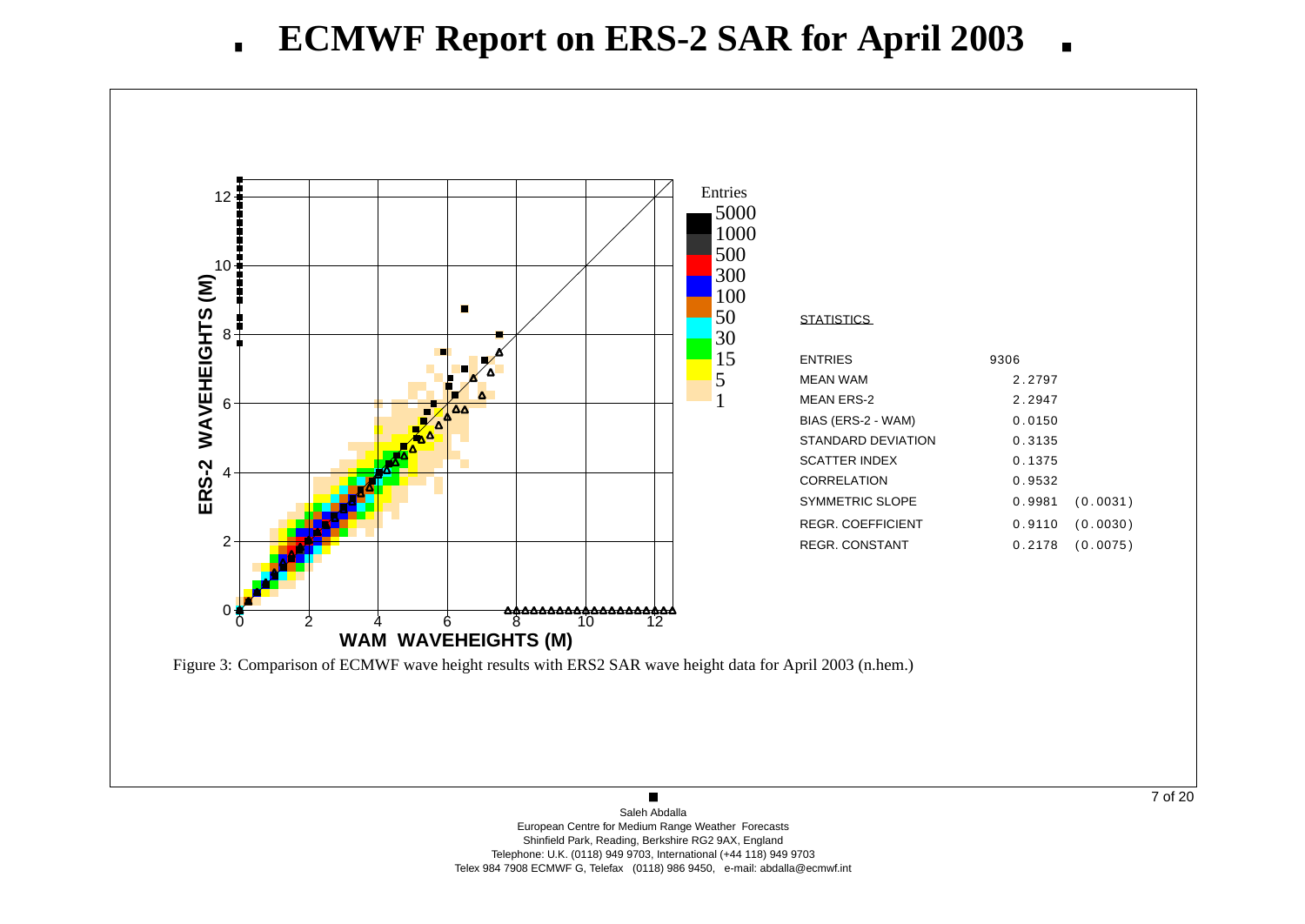# ECMWF Report on ERS-2 SAR for April 2003

| STATISTICS | | |
|---|---|---|
| ENTRIES | 9306 | |
| MEAN WAM | 2.2797 | |
| MEAN ERS-2 | 2.2947 | |
| BIAS (ERS-2 - WAM) | 0.0150 | |
| STANDARD DEVIATION | 0.3135 | |
| SCATTER INDEX | 0.1375 | |
| CORRELATION | 0.9532 | |
| SYMMETRIC SLOPE | 0.9981 | (0.0031) |
| REGR. COEFFICIENT | 0.9110 | (0.0030) |
| REGR. CONSTANT | 0.2178 | (0.0075) |

Figure 3: Comparison of ECMWF wave height results with ERS2 SAR wave height data for April 2003 (n.hem.)

Saleh Abdalla
European Centre for Medium Range Weather Forecasts
Shinfield Park, Reading, Berkshire RG2 9AX, England
Telephone: U.K. (0118) 949 9703, International (+44 118) 949 9703
Telex 984 7908 ECMWF G, Telefax (0118) 986 9450, e-mail: abdalla@ecmwf.int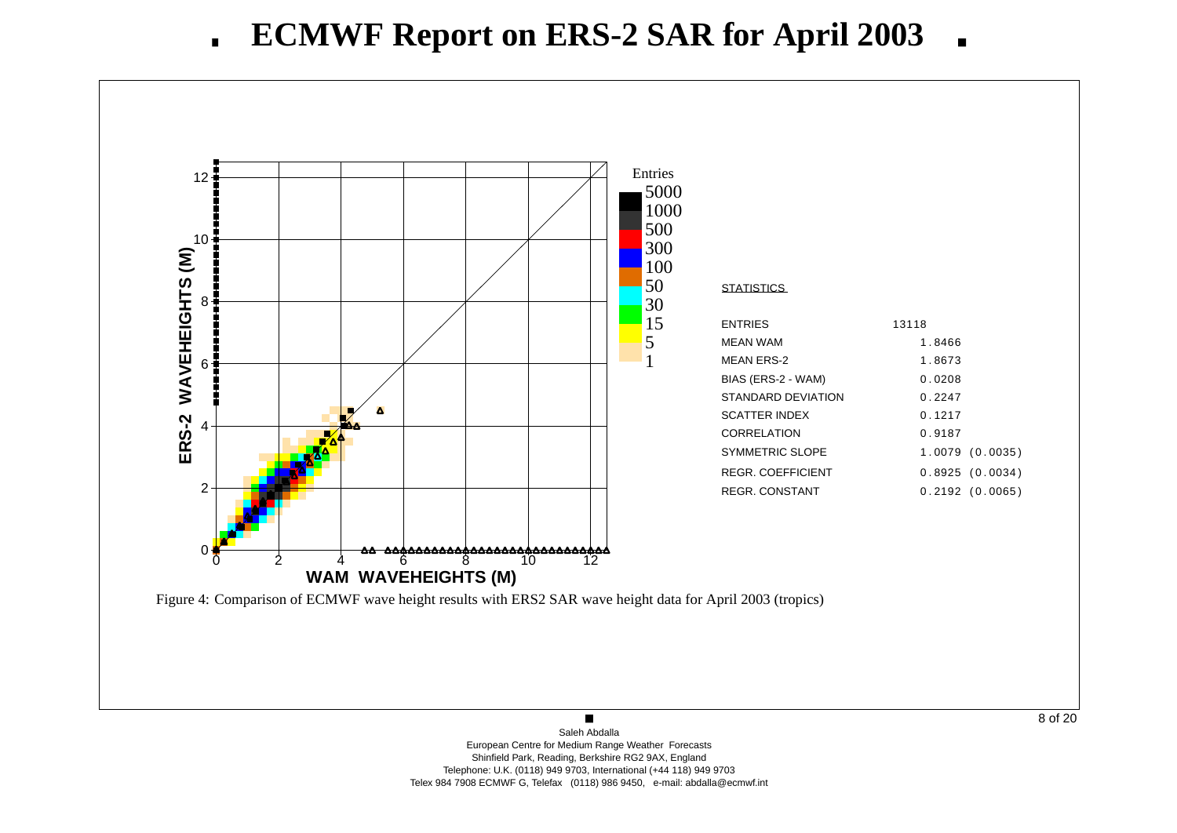# ECMWF Report on ERS-2 SAR for April 2003

**STATISTICS**

| | |
|---|---|
| ENTRIES | 13118 |
| MEAN WAM | 1.8466 |
| MEAN ERS-2 | 1.8673 |
| BIAS (ERS-2 - WAM) | 0.0208 |
| STANDARD DEVIATION | 0.2247 |
| SCATTER INDEX | 0.1217 |
| CORRELATION | 0.9187 |
| SYMMETRIC SLOPE | 1.0079 (0.0035) |
| REGR. COEFFICIENT | 0.8925 (0.0034) |
| REGR. CONSTANT | 0.2192 (0.0065) |

Figure 4: Comparison of ECMWF wave height results with ERS2 SAR wave height data for April 2003 (tropics)

Saleh Abdalla
European Centre for Medium Range Weather Forecasts
Shinfield Park, Reading, Berkshire RG2 9AX, England
Telephone: U.K. (0118) 949 9703, International (+44 118) 949 9703
Telex 984 7908 ECMWF G, Telefax (0118) 986 9450, e-mail: abdalla@ecmwf.int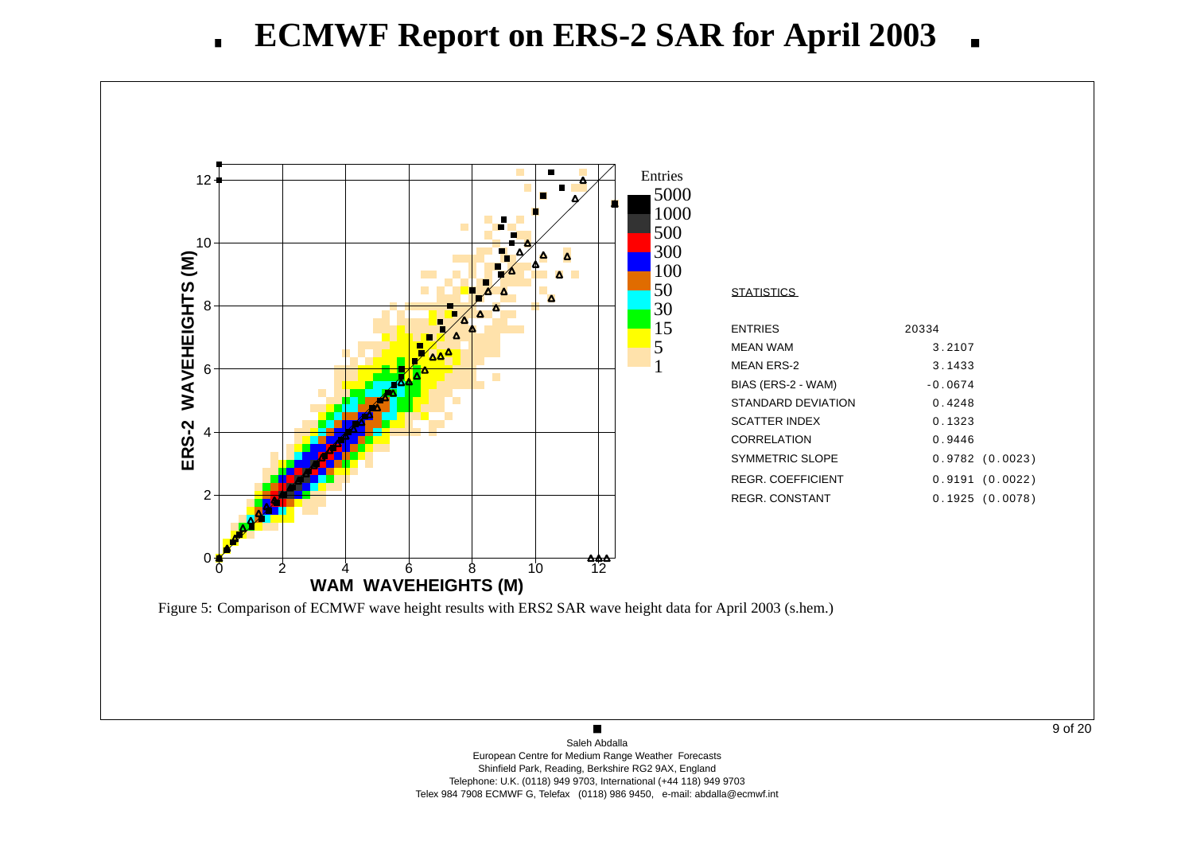# ECMWF Report on ERS-2 SAR for April 2003

**STATISTICS**

| | |
|---|---|
| ENTRIES | 20334 |
| MEAN WAM | 3.2107 |
| MEAN ERS-2 | 3.1433 |
| BIAS (ERS-2 - WAM) | -0.0674 |
| STANDARD DEVIATION | 0.4248 |
| SCATTER INDEX | 0.1323 |
| CORRELATION | 0.9446 |
| SYMMETRIC SLOPE | 0.9782 (0.0023) |
| REGR. COEFFICIENT | 0.9191 (0.0022) |
| REGR. CONSTANT | 0.1925 (0.0078) |

Figure 5: Comparison of ECMWF wave height results with ERS2 SAR wave height data for April 2003 (s.hem.)

Saleh Abdalla
European Centre for Medium Range Weather Forecasts
Shinfield Park, Reading, Berkshire RG2 9AX, England
Telephone: U.K. (0118) 949 9703, International (+44 118) 949 9703
Telex 984 7908 ECMWF G, Telefax (0118) 986 9450, e-mail: abdalla@ecmwf.int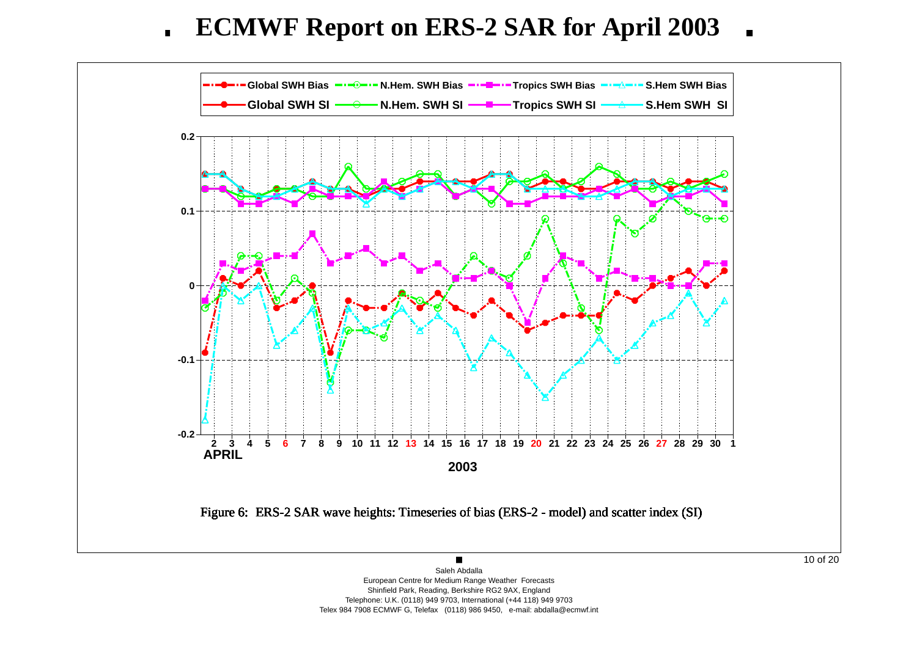# ECMWF Report on ERS-2 SAR for April 2003

Figure 6: ERS-2 SAR wave heights: Timeseries of bias (ERS-2 - model) and scatter index (SI)

Saleh Abdalla
European Centre for Medium Range Weather Forecasts
Shinfield Park, Reading, Berkshire RG2 9AX, England
Telephone: U.K. (0118) 949 9703, International (+44 118) 949 9703
Telex 984 7908 ECMWF G, Telefax (0118) 986 9450, e-mail: abdalla@ecmwf.int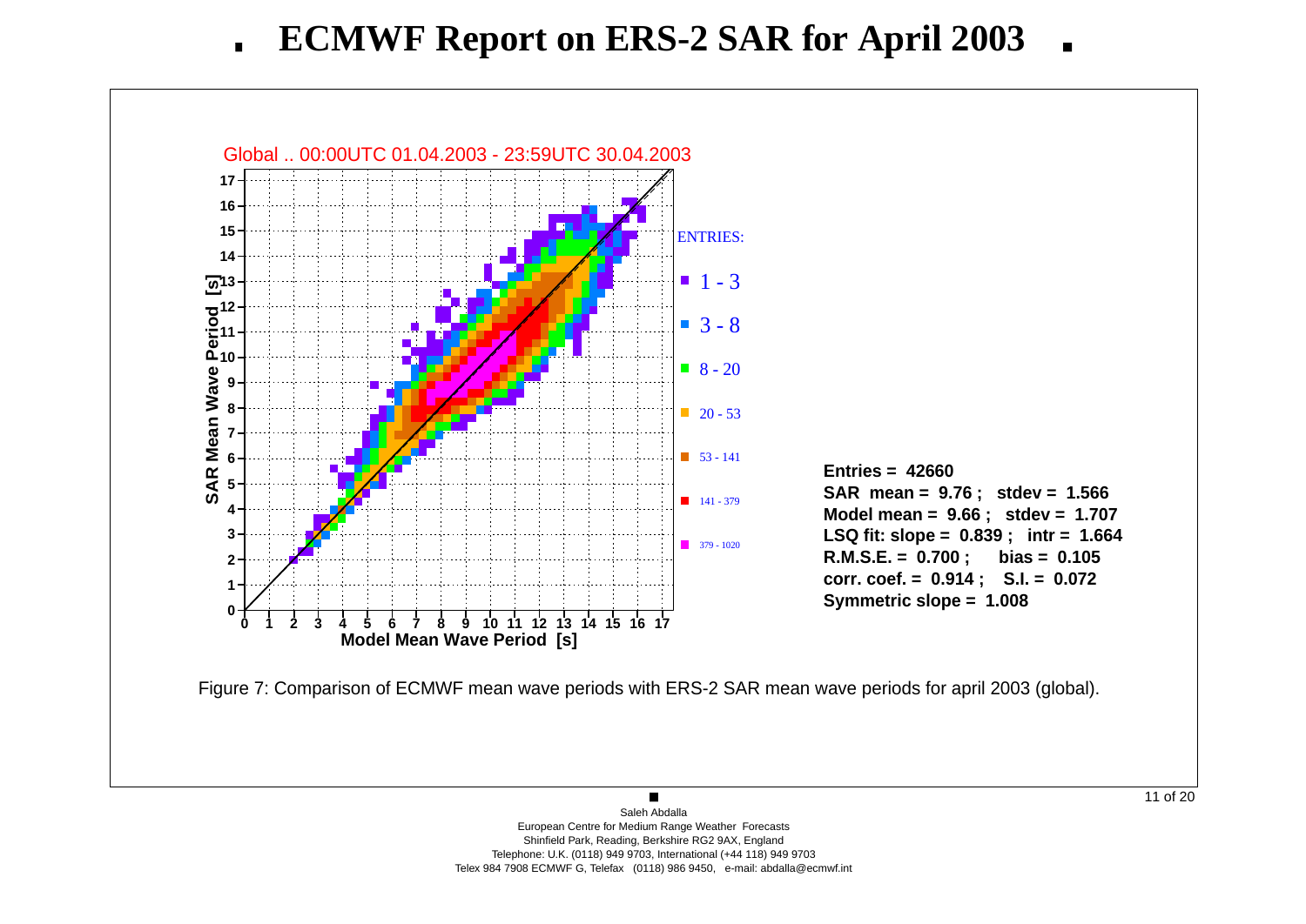# ECMWF Report on ERS-2 SAR for April 2003

Global .. 00:00UTC 01.04.2003 - 23:59UTC 30.04.2003

**Entries = 42660**
**SAR mean = 9.76 ; stdev = 1.566**
**Model mean = 9.66 ; stdev = 1.707**
**LSQ fit: slope = 0.839 ; intr = 1.664**
**R.M.S.E. = 0.700 ; bias = 0.105**
**corr. coef. = 0.914 ; S.I. = 0.072**
**Symmetric slope = 1.008**

Figure 7: Comparison of ECMWF mean wave periods with ERS-2 SAR mean wave periods for april 2003 (global).

Saleh Abdalla
European Centre for Medium Range Weather Forecasts
Shinfield Park, Reading, Berkshire RG2 9AX, England
Telephone: U.K. (0118) 949 9703, International (+44 118) 949 9703
Telex 984 7908 ECMWF G, Telefax (0118) 986 9450, e-mail: abdalla@ecmwf.int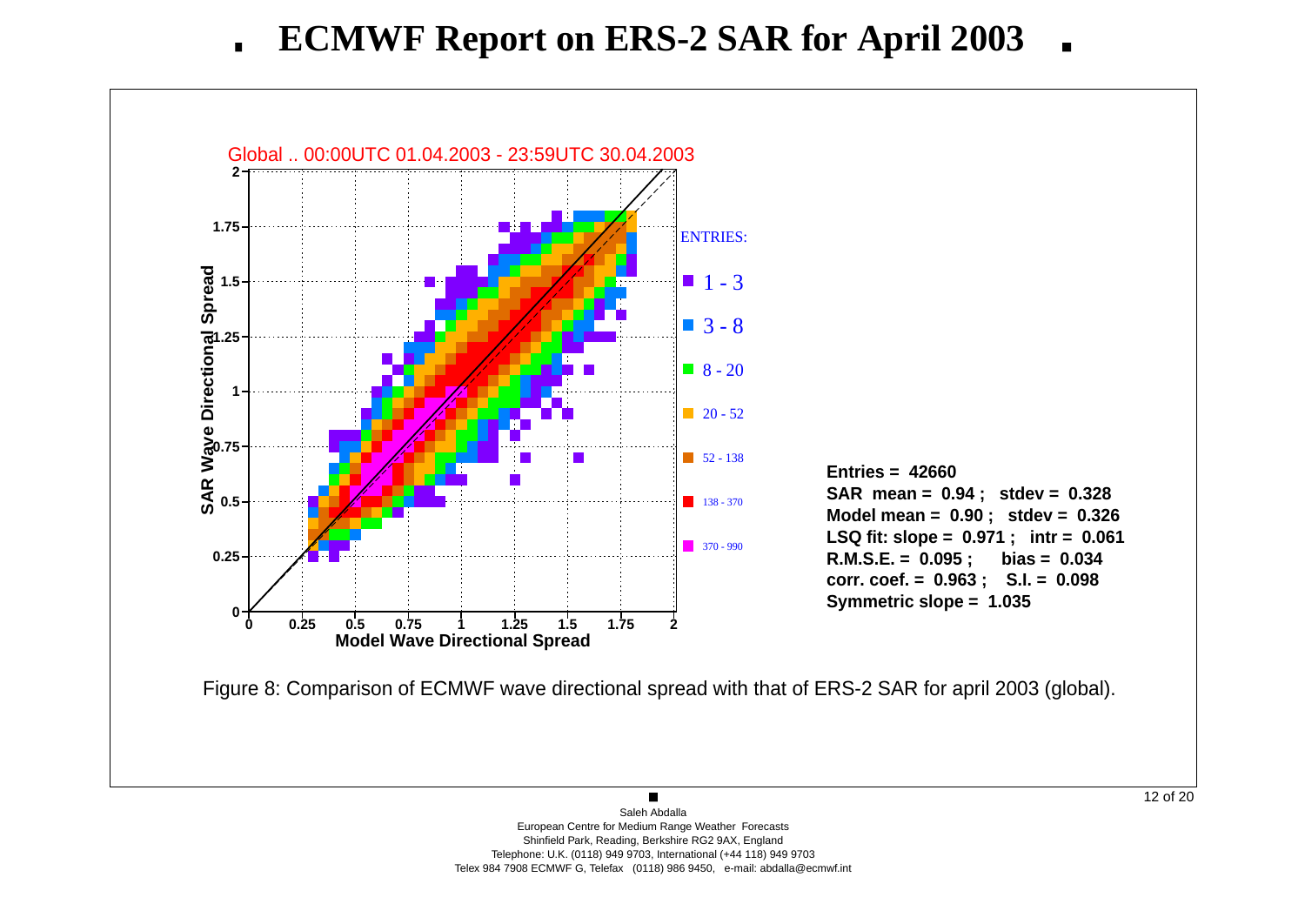# ECMWF Report on ERS-2 SAR for April 2003

Global .. 00:00UTC 01.04.2003 - 23:59UTC 30.04.2003

ENTRIES:

- 1 - 3
- 3 - 8
- 8 - 20
- 20 - 52
- 52 - 138
- 138 - 370
- 370 - 990

**Entries = 42660**
**SAR mean = 0.94 ; stdev = 0.328**
**Model mean = 0.90 ; stdev = 0.326**
**LSQ fit: slope = 0.971 ; intr = 0.061**
**R.M.S.E. = 0.095 ; bias = 0.034**
**corr. coef. = 0.963 ; S.I. = 0.098**
**Symmetric slope = 1.035**

Figure 8: Comparison of ECMWF wave directional spread with that of ERS-2 SAR for april 2003 (global).

Saleh Abdalla
European Centre for Medium Range Weather Forecasts
Shinfield Park, Reading, Berkshire RG2 9AX, England
Telephone: U.K. (0118) 949 9703, International (+44 118) 949 9703
Telex 984 7908 ECMWF G, Telefax (0118) 986 9450, e-mail: abdalla@ecmwf.int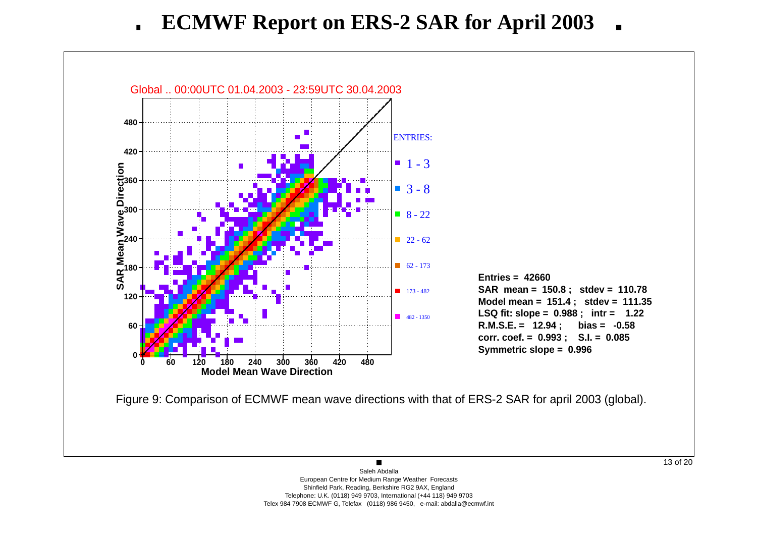# ECMWF Report on ERS-2 SAR for April 2003

Global .. 00:00UTC 01.04.2003 - 23:59UTC 30.04.2003

**Entries = 42660**
**SAR mean = 150.8 ; stdev = 110.78**
**Model mean = 151.4 ; stdev = 111.35**
**LSQ fit: slope = 0.988 ; intr = 1.22**
**R.M.S.E. = 12.94 ; bias = -0.58**
**corr. coef. = 0.993 ; S.I. = 0.085**
**Symmetric slope = 0.996**

Figure 9: Comparison of ECMWF mean wave directions with that of ERS-2 SAR for april 2003 (global).

Saleh Abdalla
European Centre for Medium Range Weather Forecasts
Shinfield Park, Reading, Berkshire RG2 9AX, England
Telephone: U.K. (0118) 949 9703, International (+44 118) 949 9703
Telex 984 7908 ECMWF G, Telefax (0118) 986 9450, e-mail: abdalla@ecmwf.int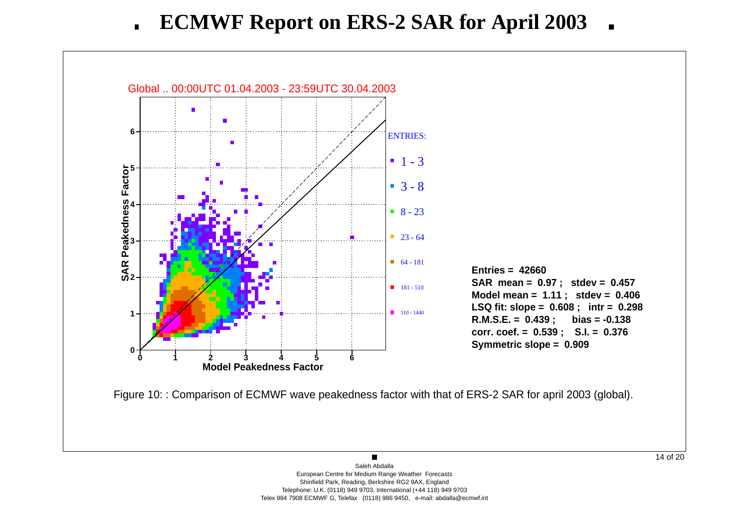# ECMWF Report on ERS-2 SAR for April 2003

Global .. 00:00UTC 01.04.2003 - 23:59UTC 30.04.2003

ENTRIES:

- 1 - 3
- 3 - 8
- 8 - 23
- 23 - 64
- 64 - 181
- 181 - 510
- 510 - 1440

**Entries = 42660**
**SAR mean = 0.97 ; stdev = 0.457**
**Model mean = 1.11 ; stdev = 0.406**
**LSQ fit: slope = 0.608 ; intr = 0.298**
**R.M.S.E. = 0.439 ; bias = -0.138**
**corr. coef. = 0.539 ; S.I. = 0.376**
**Symmetric slope = 0.909**

Figure 10: : Comparison of ECMWF wave peakedness factor with that of ERS-2 SAR for april 2003 (global).

Saleh Abdalla
European Centre for Medium Range Weather Forecasts
Shinfield Park, Reading, Berkshire RG2 9AX, England
Telephone: U.K. (0118) 949 9703, International (+44 118) 949 9703
Telex 984 7908 ECMWF G, Telefax (0118) 986 9450, e-mail: abdalla@ecmwf.int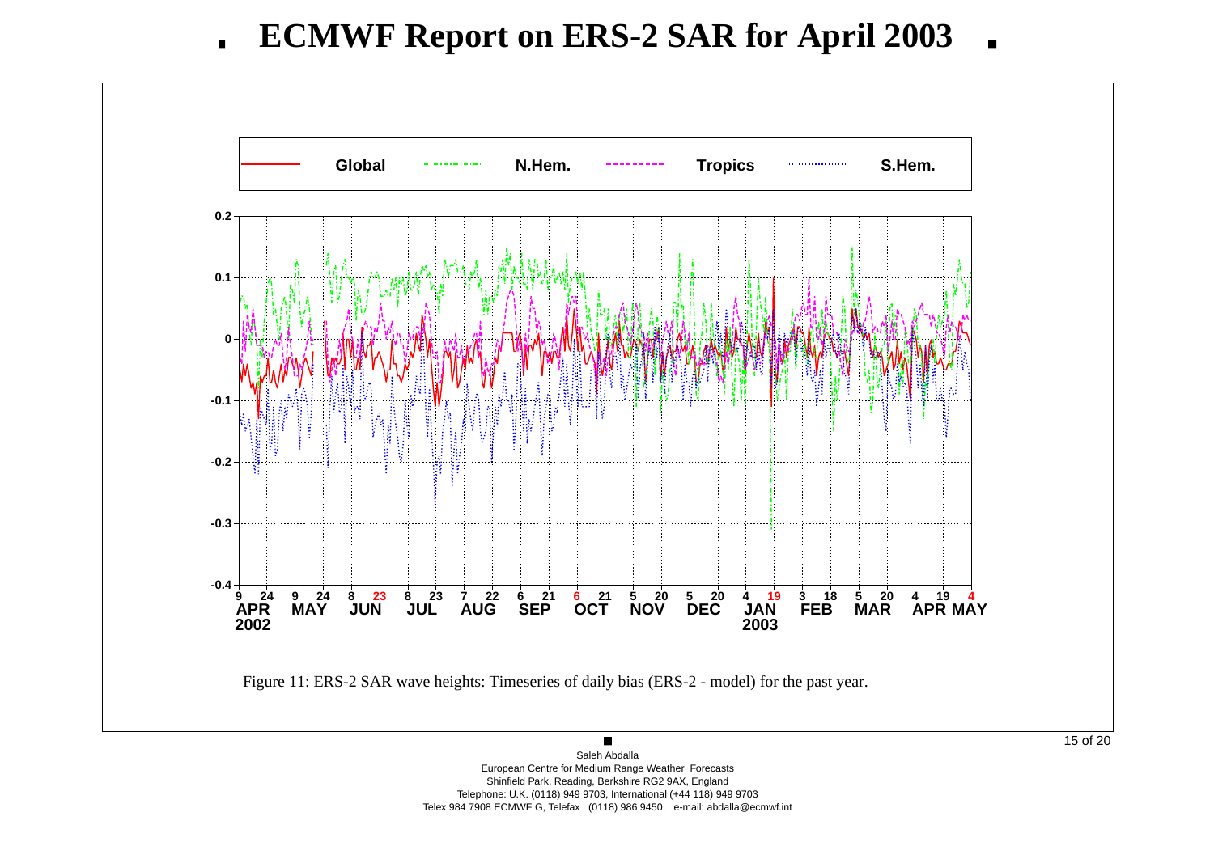# ECMWF Report on ERS-2 SAR for April 2003

Figure 11: ERS-2 SAR wave heights: Timeseries of daily bias (ERS-2 - model) for the past year.

Saleh Abdalla
European Centre for Medium Range Weather Forecasts
Shinfield Park, Reading, Berkshire RG2 9AX, England
Telephone: U.K. (0118) 949 9703, International (+44 118) 949 9703
Telex 984 7908 ECMWF G, Telefax (0118) 986 9450, e-mail: abdalla@ecmwf.int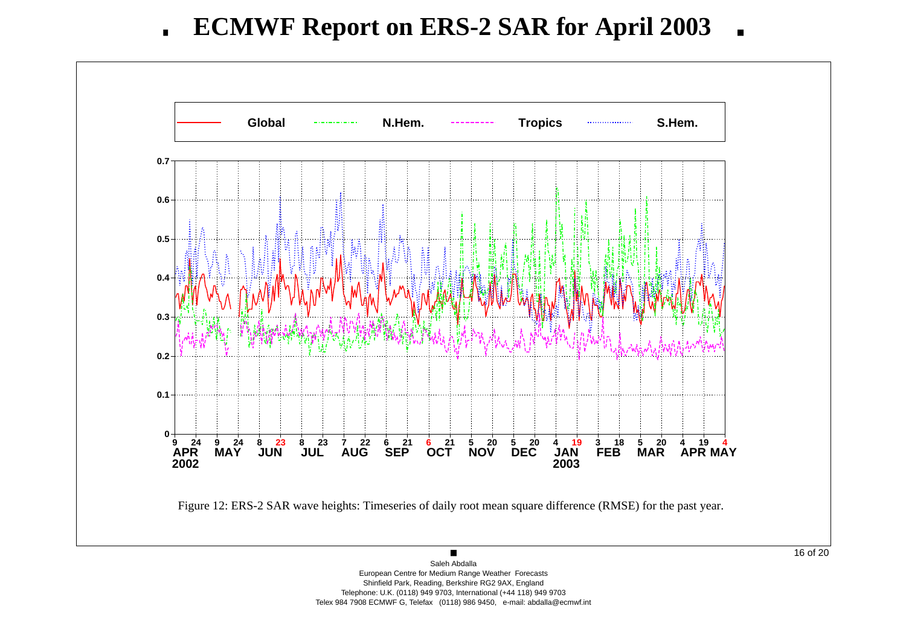Figure 12: ERS-2 SAR wave heights: Timeseries of daily root mean square difference (RMSE) for the past year.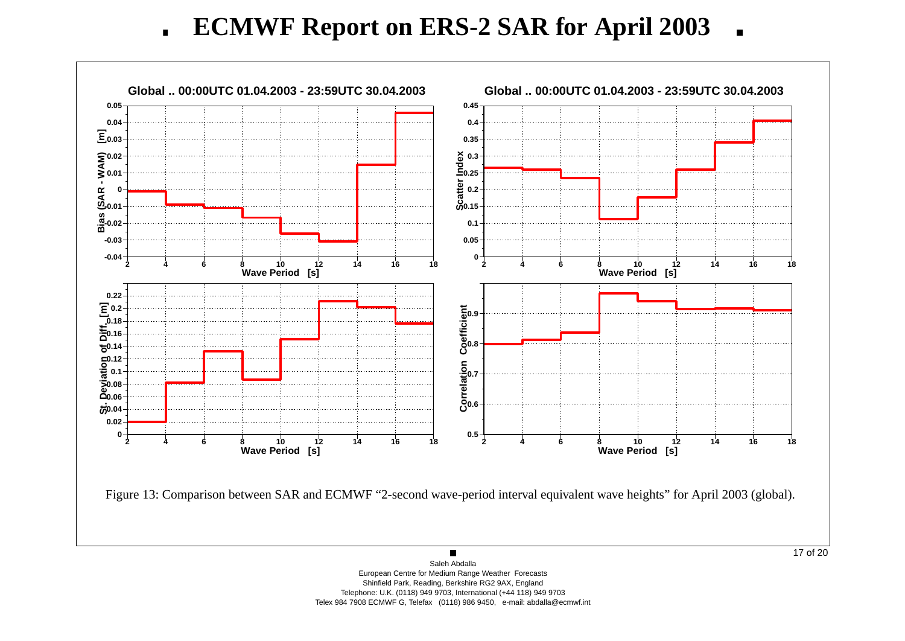# ECMWF Report on ERS-2 SAR for April 2003

Figure 13: Comparison between SAR and ECMWF "2-second wave-period interval equivalent wave heights" for April 2003 (global).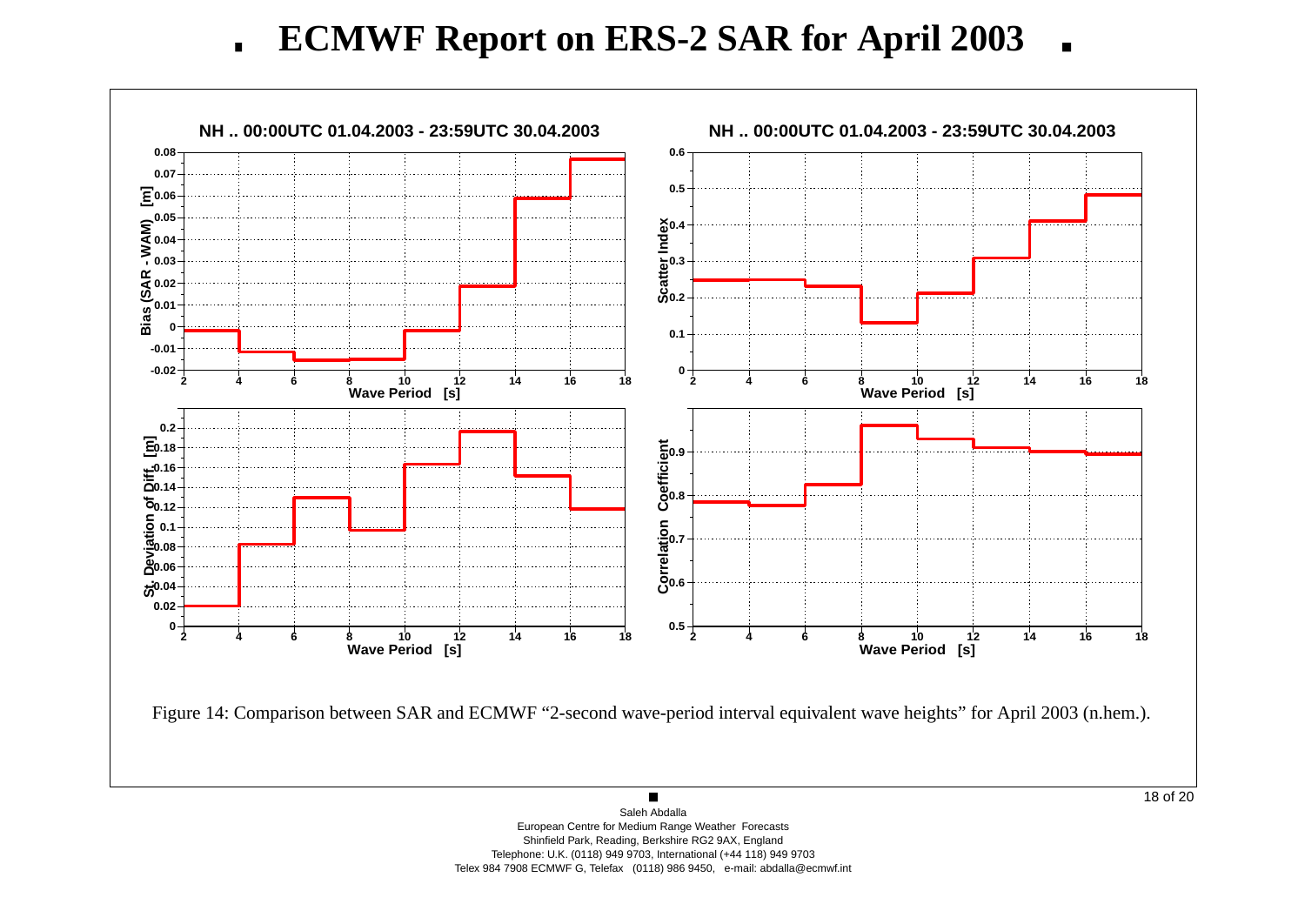# ECMWF Report on ERS-2 SAR for April 2003

Figure 14: Comparison between SAR and ECMWF "2-second wave-period interval equivalent wave heights" for April 2003 (n.hem.).

Saleh Abdalla
European Centre for Medium Range Weather Forecasts
Shinfield Park, Reading, Berkshire RG2 9AX, England
Telephone: U.K. (0118) 949 9703, International (+44 118) 949 9703
Telex 984 7908 ECMWF G, Telefax (0118) 986 9450, e-mail: abdalla@ecmwf.int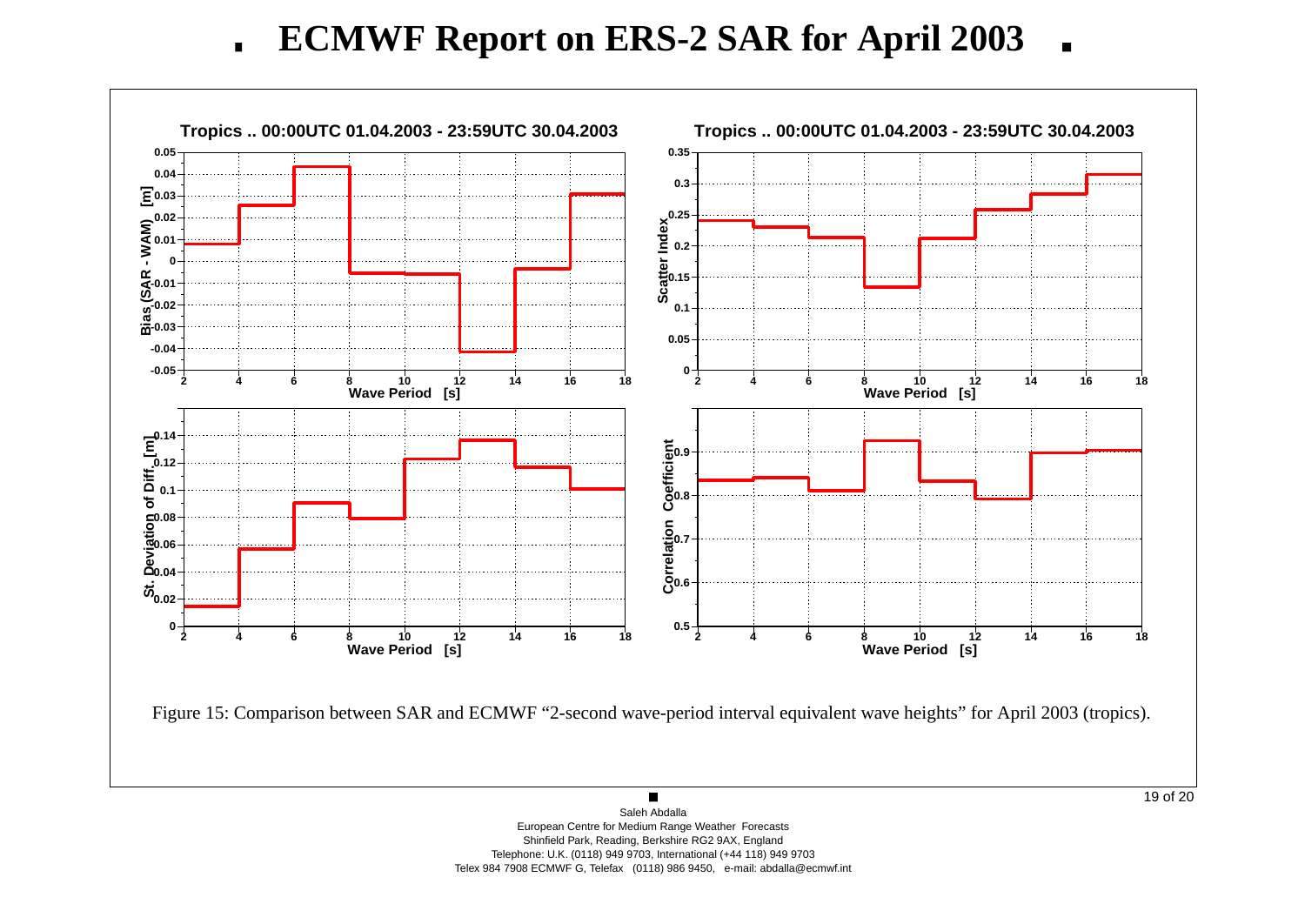# ECMWF Report on ERS-2 SAR for April 2003

Figure 15: Comparison between SAR and ECMWF “2-second wave-period interval equivalent wave heights” for April 2003 (tropics).

Saleh Abdalla
European Centre for Medium Range Weather Forecasts
Shinfield Park, Reading, Berkshire RG2 9AX, England
Telephone: U.K. (0118) 949 9703, International (+44 118) 949 9703
Telex 984 7908 ECMWF G, Telefax (0118) 986 9450, e-mail: abdalla@ecmwf.int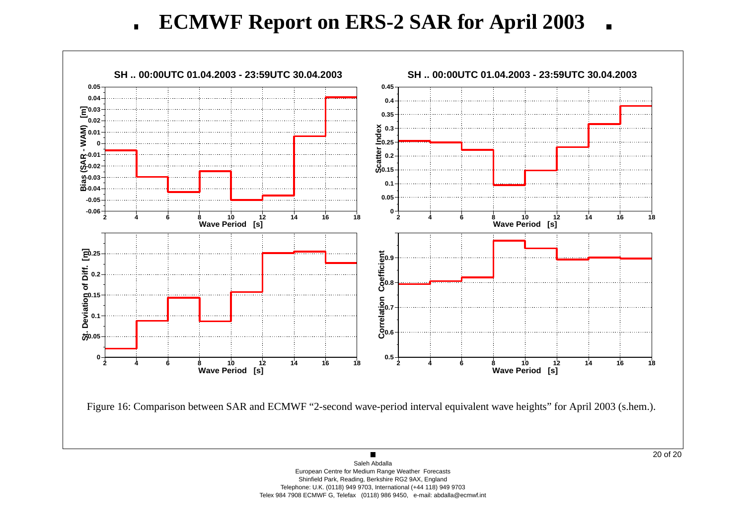# ECMWF Report on ERS-2 SAR for April 2003

SH .. 00:00UTC 01.04.2003 - 23:59UTC 30.04.2003

Bias (SAR - WAM) [m]

0.05
0.04
0.03
0.02
0.01
0
-0.01
-0.02
-0.03
-0.04
-0.05
-0.06

2 4 6 8 10 12 14 16 18

Wave Period [s]

SH .. 00:00UTC 01.04.2003 - 23:59UTC 30.04.2003

Scatter Index

0.45
0.4
0.35
0.3
0.25
0.2
0.15
0.1
0.05
0

2 4 6 8 10 12 14 16 18

Wave Period [s]

St. Deviation of Diff. [m]

0.25
0.2
0.15
0.1
0.05
0

2 4 6 8 10 12 14 16 18

Wave Period [s]

Correlation Coefficient

0.9
0.8
0.7
0.6
0.5

2 4 6 8 10 12 14 16 18

Wave Period [s]

Figure 16: Comparison between SAR and ECMWF "2-second wave-period interval equivalent wave heights" for April 2003 (s.hem.).

Saleh Abdalla
European Centre for Medium Range Weather Forecasts
Shinfield Park, Reading, Berkshire RG2 9AX, England
Telephone: U.K. (0118) 949 9703, International (+44 118) 949 9703
Telex 984 7908 ECMWF G, Telefax (0118) 986 9450, e-mail: abdalla@ecmwf.int